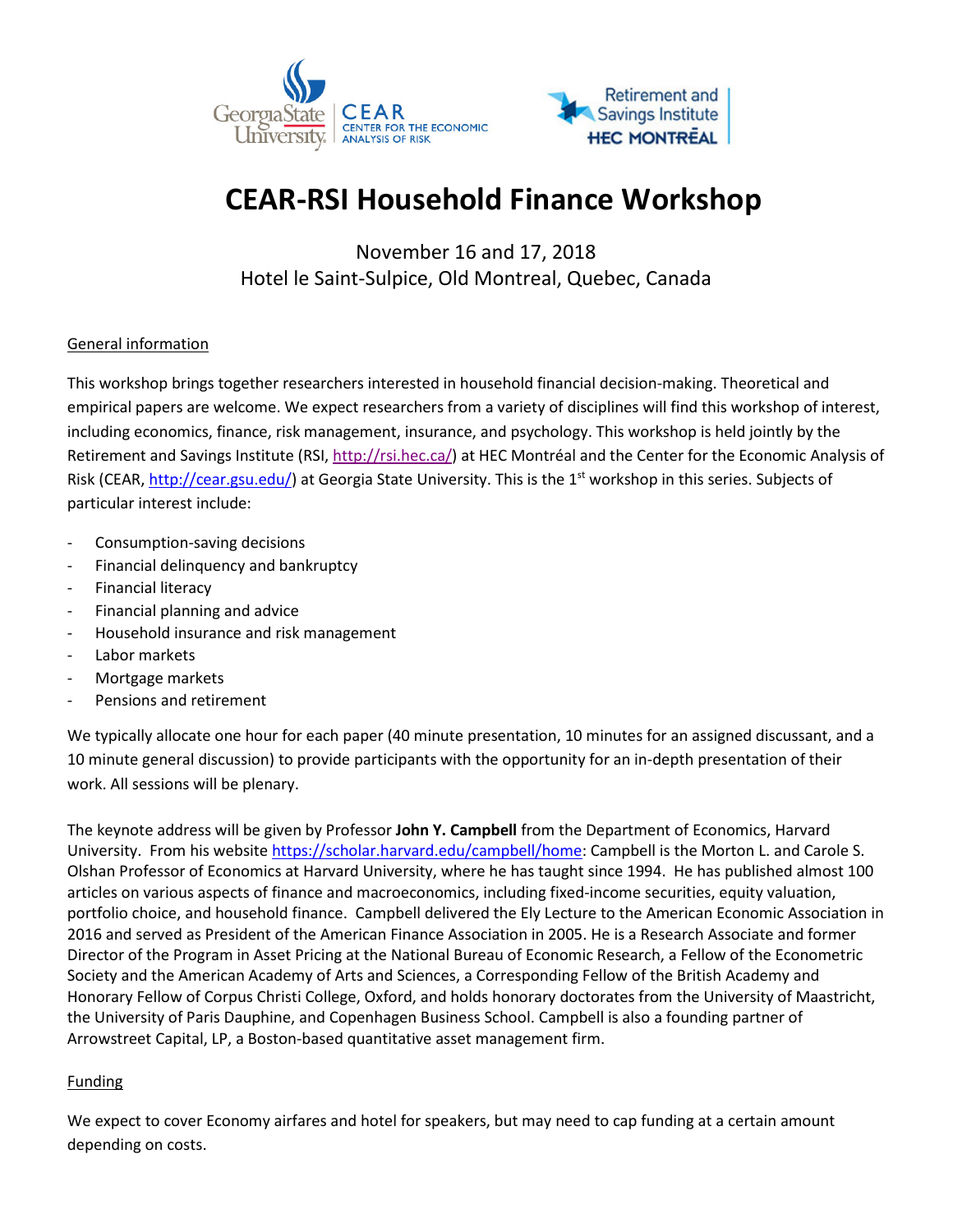# CEAR-RSI Household Finance Workshop

November 16 and 17, 2018
Hotel le Saint-Sulpice, Old Montreal, Quebec, Canada

## General information

This workshop brings together researchers interested in household financial decision-making. Theoretical and empirical papers are welcome. We expect researchers from a variety of disciplines will find this workshop of interest, including economics, finance, risk management, insurance, and psychology. This workshop is held jointly by the Retirement and Savings Institute (RSI, http://rsi.hec.ca/) at HEC Montréal and the Center for the Economic Analysis of Risk (CEAR, http://cear.gsu.edu/) at Georgia State University. This is the 1st workshop in this series. Subjects of particular interest include:

- Consumption-saving decisions
- Financial delinquency and bankruptcy
- Financial literacy
- Financial planning and advice
- Household insurance and risk management
- Labor markets
- Mortgage markets
- Pensions and retirement

We typically allocate one hour for each paper (40 minute presentation, 10 minutes for an assigned discussant, and a 10 minute general discussion) to provide participants with the opportunity for an in-depth presentation of their work. All sessions will be plenary.

The keynote address will be given by Professor **John Y. Campbell** from the Department of Economics, Harvard University. From his website https://scholar.harvard.edu/campbell/home: Campbell is the Morton L. and Carole S. Olshan Professor of Economics at Harvard University, where he has taught since 1994. He has published almost 100 articles on various aspects of finance and macroeconomics, including fixed-income securities, equity valuation, portfolio choice, and household finance. Campbell delivered the Ely Lecture to the American Economic Association in 2016 and served as President of the American Finance Association in 2005. He is a Research Associate and former Director of the Program in Asset Pricing at the National Bureau of Economic Research, a Fellow of the Econometric Society and the American Academy of Arts and Sciences, a Corresponding Fellow of the British Academy and Honorary Fellow of Corpus Christi College, Oxford, and holds honorary doctorates from the University of Maastricht, the University of Paris Dauphine, and Copenhagen Business School. Campbell is also a founding partner of Arrowstreet Capital, LP, a Boston-based quantitative asset management firm.

## Funding

We expect to cover Economy airfares and hotel for speakers, but may need to cap funding at a certain amount depending on costs.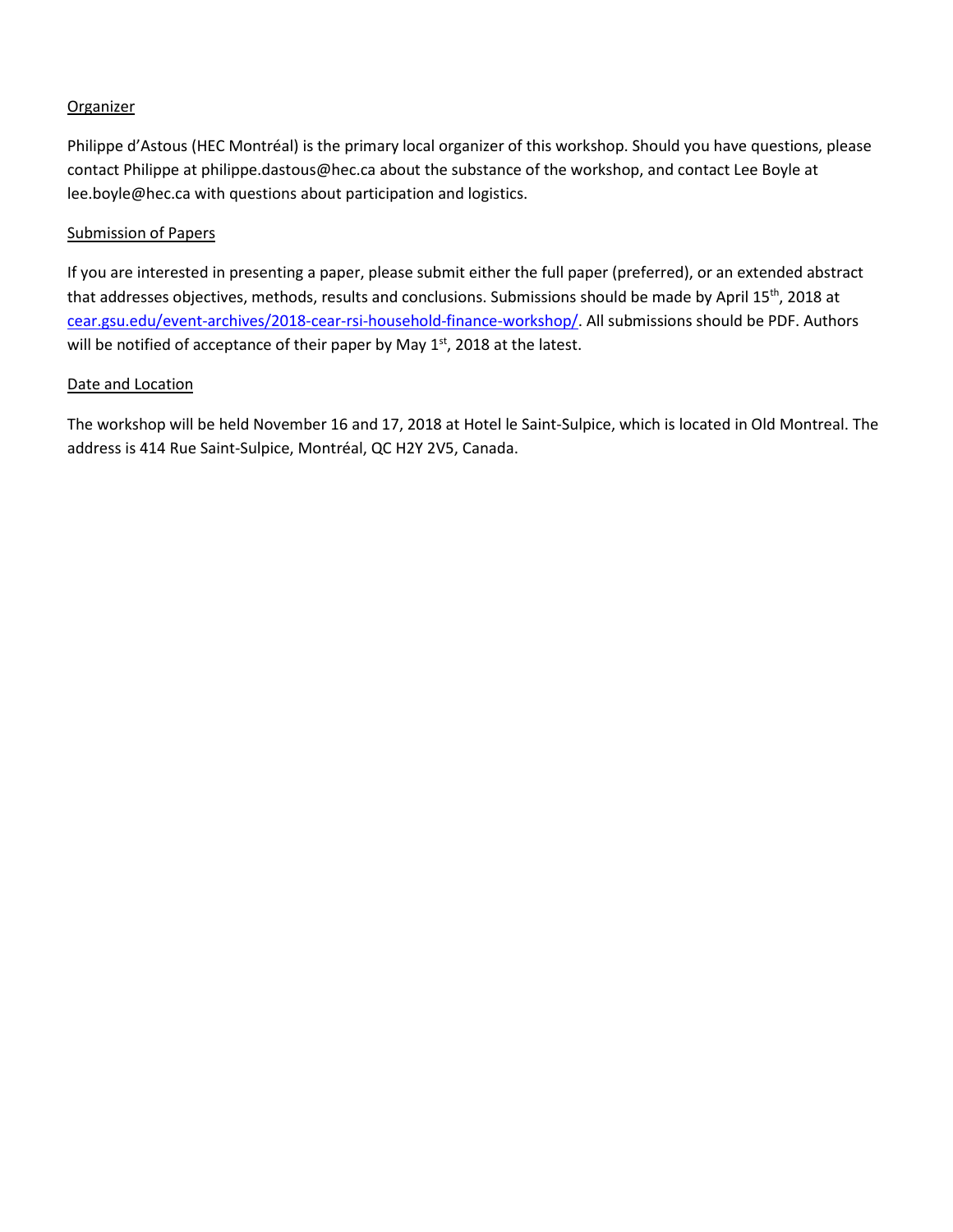## Organizer

Philippe d'Astous (HEC Montréal) is the primary local organizer of this workshop. Should you have questions, please contact Philippe at philippe.dastous@hec.ca about the substance of the workshop, and contact Lee Boyle at lee.boyle@hec.ca with questions about participation and logistics.

## Submission of Papers

If you are interested in presenting a paper, please submit either the full paper (preferred), or an extended abstract that addresses objectives, methods, results and conclusions. Submissions should be made by April 15th, 2018 at [cear.gsu.edu/event-archives/2018-cear-rsi-household-finance-workshop/](cear.gsu.edu/event-archives/2018-cear-rsi-household-finance-workshop/). All submissions should be PDF. Authors will be notified of acceptance of their paper by May 1st, 2018 at the latest.

## Date and Location

The workshop will be held November 16 and 17, 2018 at Hotel le Saint-Sulpice, which is located in Old Montreal. The address is 414 Rue Saint-Sulpice, Montréal, QC H2Y 2V5, Canada.